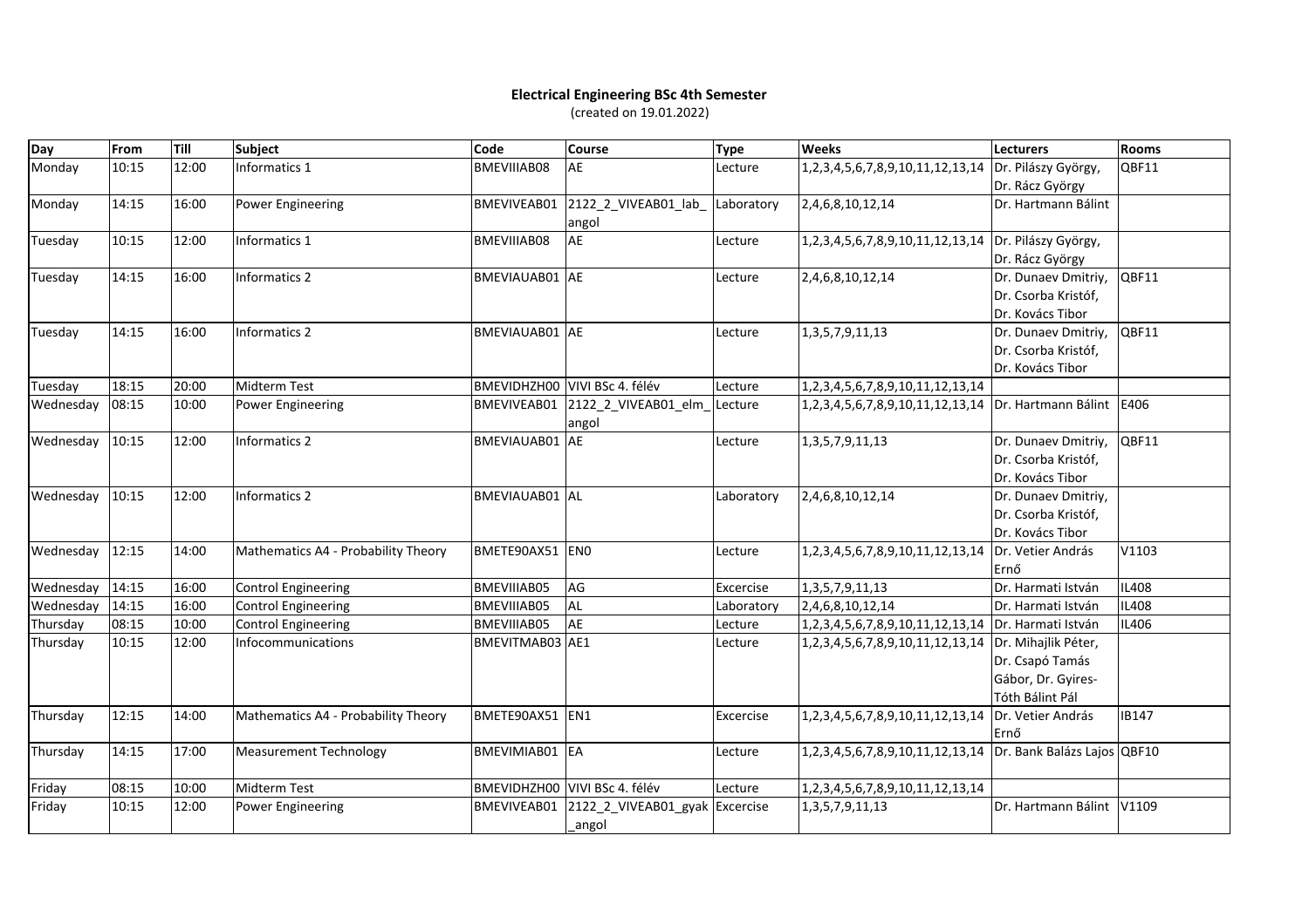**Electrical Engineering BSc 4th Semester**

(created on 19.01.2022)

| Day | From | Till | Subject | Code | Course | Type | Weeks | Lecturers | Rooms |
|---|---|---|---|---|---|---|---|---|---|
| Monday | 10:15 | 12:00 | Informatics 1 | BMEVIIIAB08 | AE | Lecture | 1,2,3,4,5,6,7,8,9,10,11,12,13,14 | Dr. Pilászy György, Dr. Rácz György | QBF11 |
| Monday | 14:15 | 16:00 | Power Engineering | BMEVIVEAB01 | 2122_2_VIVEAB01_lab_angol | Laboratory | 2,4,6,8,10,12,14 | Dr. Hartmann Bálint | |
| Tuesday | 10:15 | 12:00 | Informatics 1 | BMEVIIIAB08 | AE | Lecture | 1,2,3,4,5,6,7,8,9,10,11,12,13,14 | Dr. Pilászy György, Dr. Rácz György | |
| Tuesday | 14:15 | 16:00 | Informatics 2 | BMEVIAUAB01 | AE | Lecture | 2,4,6,8,10,12,14 | Dr. Dunaev Dmitriy, Dr. Csorba Kristóf, Dr. Kovács Tibor | QBF11 |
| Tuesday | 14:15 | 16:00 | Informatics 2 | BMEVIAUAB01 | AE | Lecture | 1,3,5,7,9,11,13 | Dr. Dunaev Dmitriy, Dr. Csorba Kristóf, Dr. Kovács Tibor | QBF11 |
| Tuesday | 18:15 | 20:00 | Midterm Test | BMEVIDHZH00 | VIVI BSc 4. félév | Lecture | 1,2,3,4,5,6,7,8,9,10,11,12,13,14 | | |
| Wednesday | 08:15 | 10:00 | Power Engineering | BMEVIVEAB01 | 2122_2_VIVEAB01_elm_angol | Lecture | 1,2,3,4,5,6,7,8,9,10,11,12,13,14 | Dr. Hartmann Bálint | E406 |
| Wednesday | 10:15 | 12:00 | Informatics 2 | BMEVIAUAB01 | AE | Lecture | 1,3,5,7,9,11,13 | Dr. Dunaev Dmitriy, Dr. Csorba Kristóf, Dr. Kovács Tibor | QBF11 |
| Wednesday | 10:15 | 12:00 | Informatics 2 | BMEVIAUAB01 | AL | Laboratory | 2,4,6,8,10,12,14 | Dr. Dunaev Dmitriy, Dr. Csorba Kristóf, Dr. Kovács Tibor | |
| Wednesday | 12:15 | 14:00 | Mathematics A4 - Probability Theory | BMETE90AX51 | EN0 | Lecture | 1,2,3,4,5,6,7,8,9,10,11,12,13,14 | Dr. Vetier András Ernő | V1103 |
| Wednesday | 14:15 | 16:00 | Control Engineering | BMEVIIIAB05 | AG | Excercise | 1,3,5,7,9,11,13 | Dr. Harmati István | IL408 |
| Wednesday | 14:15 | 16:00 | Control Engineering | BMEVIIIAB05 | AL | Laboratory | 2,4,6,8,10,12,14 | Dr. Harmati István | IL408 |
| Thursday | 08:15 | 10:00 | Control Engineering | BMEVIIIAB05 | AE | Lecture | 1,2,3,4,5,6,7,8,9,10,11,12,13,14 | Dr. Harmati István | IL406 |
| Thursday | 10:15 | 12:00 | Infocommunications | BMEVITMAB03 | AE1 | Lecture | 1,2,3,4,5,6,7,8,9,10,11,12,13,14 | Dr. Mihajlik Péter, Dr. Csapó Tamás Gábor, Dr. Gyires-Tóth Bálint Pál | |
| Thursday | 12:15 | 14:00 | Mathematics A4 - Probability Theory | BMETE90AX51 | EN1 | Excercise | 1,2,3,4,5,6,7,8,9,10,11,12,13,14 | Dr. Vetier András Ernő | IB147 |
| Thursday | 14:15 | 17:00 | Measurement Technology | BMEVIMIAB01 | EA | Lecture | 1,2,3,4,5,6,7,8,9,10,11,12,13,14 | Dr. Bank Balázs Lajos | QBF10 |
| Friday | 08:15 | 10:00 | Midterm Test | BMEVIDHZH00 | VIVI BSc 4. félév | Lecture | 1,2,3,4,5,6,7,8,9,10,11,12,13,14 | | |
| Friday | 10:15 | 12:00 | Power Engineering | BMEVIVEAB01 | 2122_2_VIVEAB01_gyak_angol | Excercise | 1,3,5,7,9,11,13 | Dr. Hartmann Bálint | V1109 |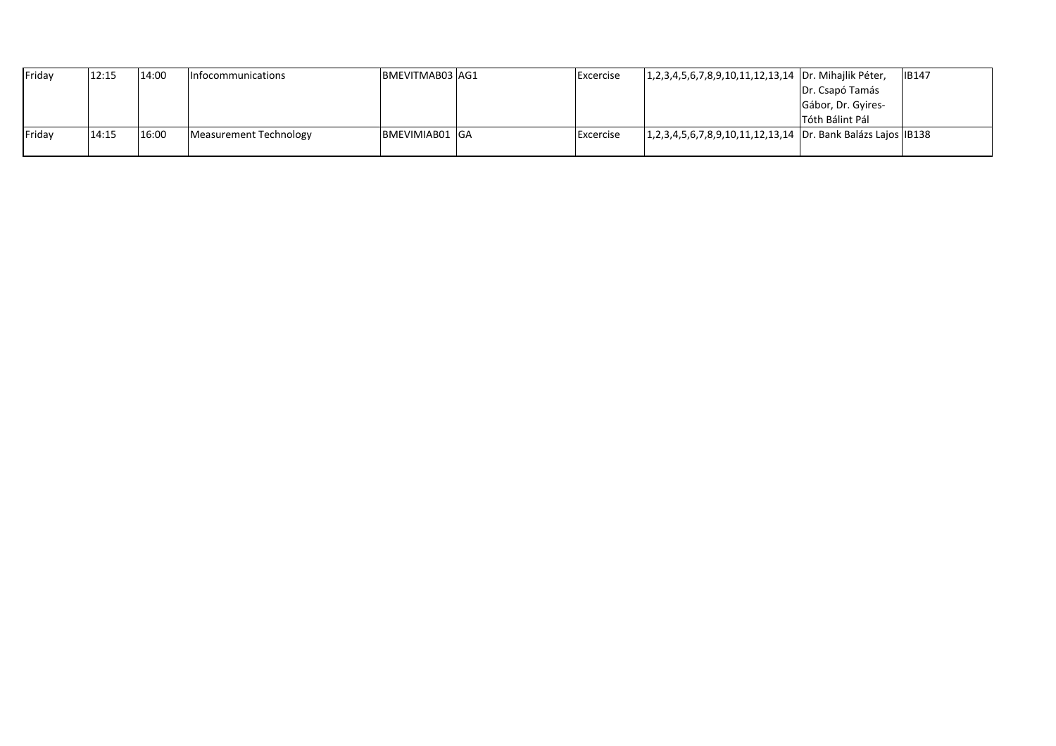| | | | | | | | | | | |
|---|---|---|---|---|---|---|---|---|---|---|
| Friday | 12:15 | 14:00 | Infocommunications | BMEVITMAB03 | AG1 | | Excercise | 1,2,3,4,5,6,7,8,9,10,11,12,13,14 | Dr. Mihajlik Péter, Dr. Csapó Tamás Gábor, Dr. Gyires-Tóth Bálint Pál | IB147 |
| Friday | 14:15 | 16:00 | Measurement Technology | BMEVIMIAB01 | GA | | Excercise | 1,2,3,4,5,6,7,8,9,10,11,12,13,14 | Dr. Bank Balázs Lajos | IB138 |